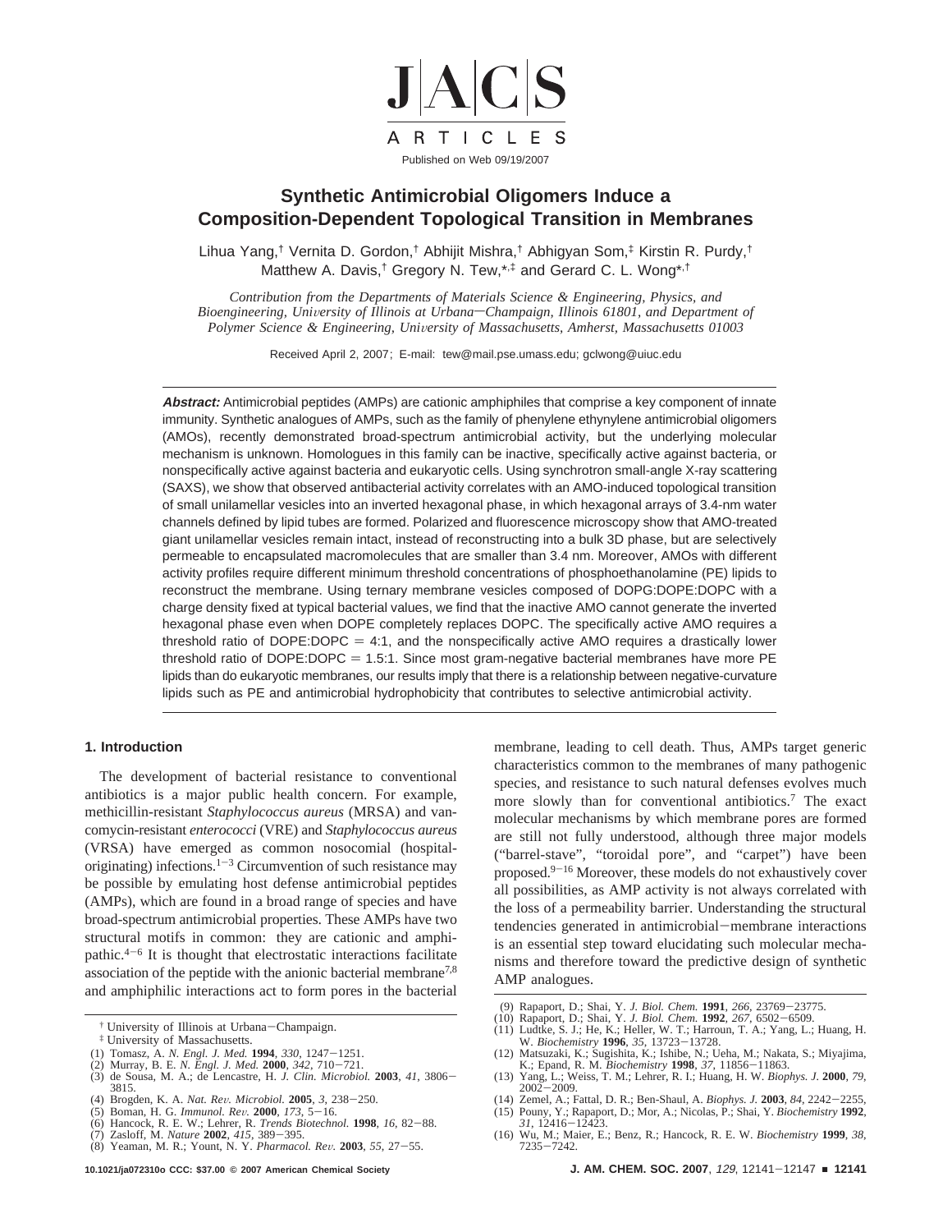# Synthetic Antimicrobial Oligomers Induce a Composition-Dependent Topological Transition in Membranes

Lihua Yang,[†] Vernita D. Gordon,[†] Abhijit Mishra,[†] Abhigyan Som,[‡] Kirstin R. Purdy,[†] Matthew A. Davis,[†] Gregory N. Tew,[*,‡] and Gerard C. L. Wong[*,†]

*Contribution from the Departments of Materials Science & Engineering, Physics, and Bioengineering, University of Illinois at Urbana–Champaign, Illinois 61801, and Department of Polymer Science & Engineering, University of Massachusetts, Amherst, Massachusetts 01003*

Received April 2, 2007; E-mail: tew@mail.pse.umass.edu; gclwong@uiuc.edu

**Abstract:** Antimicrobial peptides (AMPs) are cationic amphiphiles that comprise a key component of innate immunity. Synthetic analogues of AMPs, such as the family of phenylene ethynylene antimicrobial oligomers (AMOs), recently demonstrated broad-spectrum antimicrobial activity, but the underlying molecular mechanism is unknown. Homologues in this family can be inactive, specifically active against bacteria, or nonspecifically active against bacteria and eukaryotic cells. Using synchrotron small-angle X-ray scattering (SAXS), we show that observed antibacterial activity correlates with an AMO-induced topological transition of small unilamellar vesicles into an inverted hexagonal phase, in which hexagonal arrays of 3.4-nm water channels defined by lipid tubes are formed. Polarized and fluorescence microscopy show that AMO-treated giant unilamellar vesicles remain intact, instead of reconstructing into a bulk 3D phase, but are selectively permeable to encapsulated macromolecules that are smaller than 3.4 nm. Moreover, AMOs with different activity profiles require different minimum threshold concentrations of phosphoethanolamine (PE) lipids to reconstruct the membrane. Using ternary membrane vesicles composed of DOPG:DOPE:DOPC with a charge density fixed at typical bacterial values, we find that the inactive AMO cannot generate the inverted hexagonal phase even when DOPE completely replaces DOPC. The specifically active AMO requires a threshold ratio of DOPE:DOPC = 4:1, and the nonspecifically active AMO requires a drastically lower threshold ratio of DOPE:DOPC = 1.5:1. Since most gram-negative bacterial membranes have more PE lipids than do eukaryotic membranes, our results imply that there is a relationship between negative-curvature lipids such as PE and antimicrobial hydrophobicity that contributes to selective antimicrobial activity.

## 1. Introduction

The development of bacterial resistance to conventional antibiotics is a major public health concern. For example, methicillin-resistant *Staphylococcus aureus* (MRSA) and vancomycin-resistant *enterococci* (VRE) and *Staphylococcus aureus* (VRSA) have emerged as common nosocomial (hospital-originating) infections.[1-3] Circumvention of such resistance may be possible by emulating host defense antimicrobial peptides (AMPs), which are found in a broad range of species and have broad-spectrum antimicrobial properties. These AMPs have two structural motifs in common: they are cationic and amphipathic.[4-6] It is thought that electrostatic interactions facilitate association of the peptide with the anionic bacterial membrane[7,8] and amphiphilic interactions act to form pores in the bacterial membrane, leading to cell death. Thus, AMPs target generic characteristics common to the membranes of many pathogenic species, and resistance to such natural defenses evolves much more slowly than for conventional antibiotics.[7] The exact molecular mechanisms by which membrane pores are formed are still not fully understood, although three major models ("barrel-stave", "toroidal pore", and "carpet") have been proposed.[9-16] Moreover, these models do not exhaustively cover all possibilities, as AMP activity is not always correlated with the loss of a permeability barrier. Understanding the structural tendencies generated in antimicrobial–membrane interactions is an essential step toward elucidating such molecular mechanisms and therefore toward the predictive design of synthetic AMP analogues.

[†] University of Illinois at Urbana–Champaign.

[‡] University of Massachusetts.

(1) Tomasz, A. *N. Engl. J. Med.* **1994**, *330*, 1247–1251.
(2) Murray, B. E. *N. Engl. J. Med.* **2000**, *342*, 710–721.
(3) de Sousa, M. A.; de Lencastre, H. *J. Clin. Microbiol.* **2003**, *41*, 3806–3815.
(4) Brogden, K. A. *Nat. Rev. Microbiol.* **2005**, *3*, 238–250.
(5) Boman, H. G. *Immunol. Rev.* **2000**, *173*, 5–16.
(6) Hancock, R. E. W.; Lehrer, R. *Trends Biotechnol.* **1998**, *16*, 82–88.
(7) Zasloff, M. *Nature* **2002**, *415*, 389–395.
(8) Yeaman, M. R.; Yount, N. Y. *Pharmacol. Rev.* **2003**, *55*, 27–55.
(9) Rapaport, D.; Shai, Y. *J. Biol. Chem.* **1991**, *266*, 23769–23775.
(10) Rapaport, D.; Shai, Y. *J. Biol. Chem.* **1992**, *267*, 6502–6509.
(11) Ludtke, S. J.; He, K.; Heller, W. T.; Harroun, T. A.; Yang, L.; Huang, H. W. *Biochemistry* **1996**, *35*, 13723–13728.
(12) Matsuzaki, K.; Sugishita, K.; Ishibe, N.; Ueha, M.; Nakata, S.; Miyajima, K.; Epand, R. M. *Biochemistry* **1998**, *37*, 11856–11863.
(13) Yang, L.; Weiss, T. M.; Lehrer, R. I.; Huang, H. W. *Biophys. J.* **2000**, *79*, 2002–2009.
(14) Zemel, A.; Fattal, D. R.; Ben-Shaul, A. *Biophys. J.* **2003**, *84*, 2242–2255.
(15) Pouny, Y.; Rapaport, D.; Mor, A.; Nicolas, P.; Shai, Y. *Biochemistry* **1992**, *31*, 12416–12423.
(16) Wu, M.; Maier, E.; Benz, R.; Hancock, R. E. W. *Biochemistry* **1999**, *38*, 7235–7242.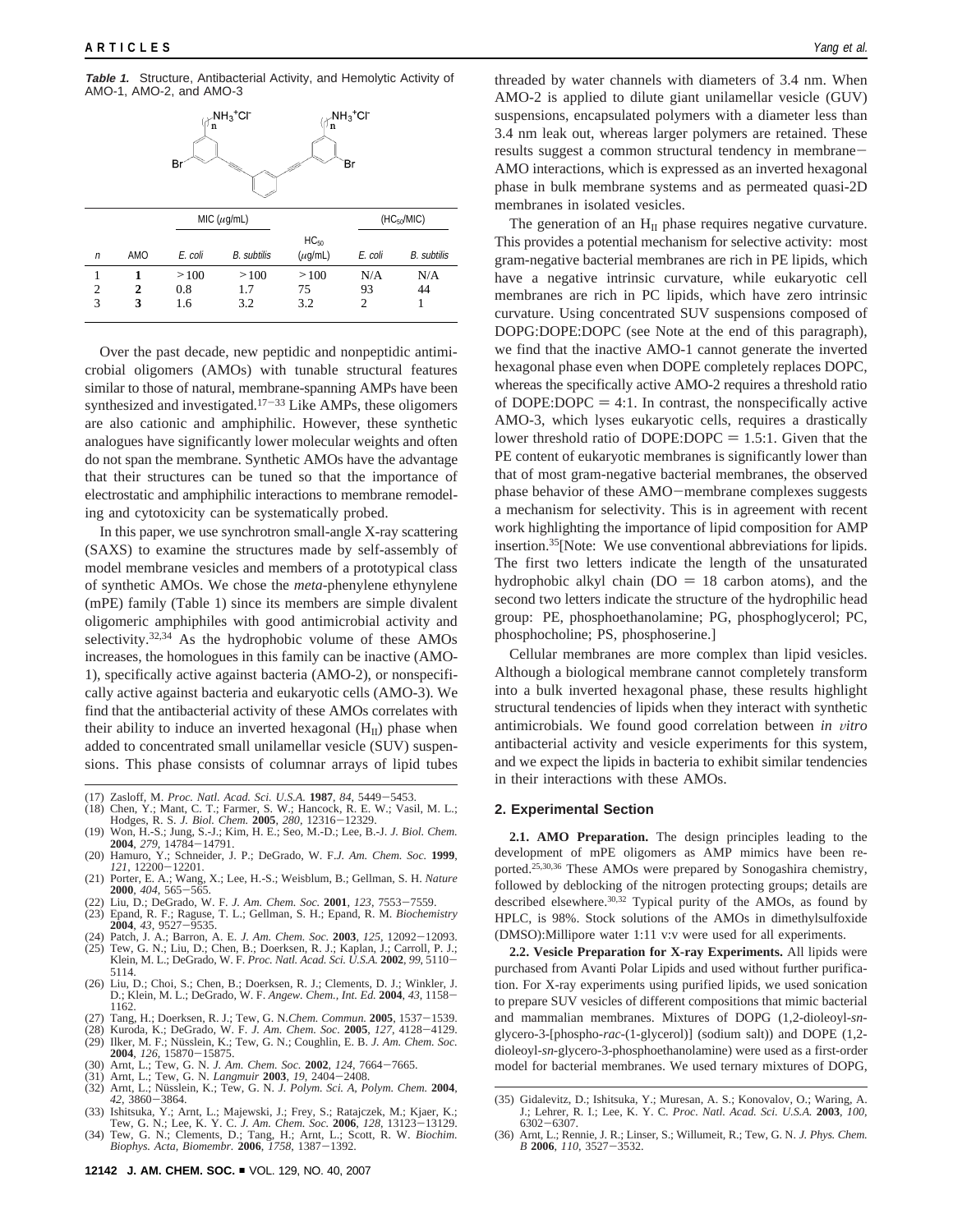**Table 1.** Structure, Antibacterial Activity, and Hemolytic Activity of AMO-1, AMO-2, and AMO-3

| | | MIC (μg/mL) | | | ($HC_{50}$/MIC) | |
|---|---|---|---|---|---|---|
| n | AMO | *E. coli* | *B. subtilis* | $HC_{50}$ (μg/mL) | *E. coli* | *B. subtilis* |
| 1 | **1** | >100 | >100 | >100 | N/A | N/A |
| 2 | **2** | 0.8 | 1.7 | 75 | 93 | 44 |
| 3 | **3** | 1.6 | 3.2 | 3.2 | 2 | 1 |

Over the past decade, new peptidic and nonpeptidic antimicrobial oligomers (AMOs) with tunable structural features similar to those of natural, membrane-spanning AMPs have been synthesized and investigated.[17–33] Like AMPs, these oligomers are also cationic and amphiphilic. However, these synthetic analogues have significantly lower molecular weights and often do not span the membrane. Synthetic AMOs have the advantage that their structures can be tuned so that the importance of electrostatic and amphiphilic interactions to membrane remodeling and cytotoxicity can be systematically probed.

In this paper, we use synchrotron small-angle X-ray scattering (SAXS) to examine the structures made by self-assembly of model membrane vesicles and members of a prototypical class of synthetic AMOs. We chose the *meta*-phenylene ethynylene (mPE) family (Table 1) since its members are simple divalent oligomeric amphiphiles with good antimicrobial activity and selectivity.[32,34] As the hydrophobic volume of these AMOs increases, the homologues in this family can be inactive (AMO-1), specifically active against bacteria (AMO-2), or nonspecifically active against bacteria and eukaryotic cells (AMO-3). We find that the antibacterial activity of these AMOs correlates with their ability to induce an inverted hexagonal ($H_{II}$) phase when added to concentrated small unilamellar vesicle (SUV) suspensions. This phase consists of columnar arrays of lipid tubes threaded by water channels with diameters of 3.4 nm. When AMO-2 is applied to dilute giant unilamellar vesicle (GUV) suspensions, encapsulated polymers with a diameter less than 3.4 nm leak out, whereas larger polymers are retained. These results suggest a common structural tendency in membrane–AMO interactions, which is expressed as an inverted hexagonal phase in bulk membrane systems and as permeated quasi-2D membranes in isolated vesicles.

The generation of an $H_{II}$ phase requires negative curvature. This provides a potential mechanism for selective activity: most gram-negative bacterial membranes are rich in PE lipids, which have a negative intrinsic curvature, while eukaryotic cell membranes are rich in PC lipids, which have zero intrinsic curvature. Using concentrated SUV suspensions composed of DOPG:DOPE:DOPC (see Note at the end of this paragraph), we find that the inactive AMO-1 cannot generate the inverted hexagonal phase even when DOPE completely replaces DOPC, whereas the specifically active AMO-2 requires a threshold ratio of DOPE:DOPC = 4:1. In contrast, the nonspecifically active AMO-3, which lyses eukaryotic cells, requires a drastically lower threshold ratio of DOPE:DOPC = 1.5:1. Given that the PE content of eukaryotic membranes is significantly lower than that of most gram-negative bacterial membranes, the observed phase behavior of these AMO–membrane complexes suggests a mechanism for selectivity. This is in agreement with recent work highlighting the importance of lipid composition for AMP insertion.[35][Note: We use conventional abbreviations for lipids. The first two letters indicate the length of the unsaturated hydrophobic alkyl chain (DO = 18 carbon atoms), and the second two letters indicate the structure of the hydrophilic head group: PE, phosphoethanolamine; PG, phosphoglycerol; PC, phosphocholine; PS, phosphoserine.]

Cellular membranes are more complex than lipid vesicles. Although a biological membrane cannot completely transform into a bulk inverted hexagonal phase, these results highlight structural tendencies of lipids when they interact with synthetic antimicrobials. We found good correlation between *in vitro* antibacterial activity and vesicle experiments for this system, and we expect the lipids in bacteria to exhibit similar tendencies in their interactions with these AMOs.

## 2. Experimental Section

**2.1. AMO Preparation.** The design principles leading to the development of mPE oligomers as AMP mimics have been reported.[25,30,36] These AMOs were prepared by Sonogashira chemistry, followed by deblocking of the nitrogen protecting groups; details are described elsewhere.[30,32] Typical purity of the AMOs, as found by HPLC, is 98%. Stock solutions of the AMOs in dimethylsulfoxide (DMSO):Millipore water 1:11 v:v were used for all experiments.

**2.2. Vesicle Preparation for X-ray Experiments.** All lipids were purchased from Avanti Polar Lipids and used without further purification. For X-ray experiments using purified lipids, we used sonication to prepare SUV vesicles of different compositions that mimic bacterial and mammalian membranes. Mixtures of DOPG (1,2-dioleoyl-*sn*-glycero-3-[phospho-*rac*-(1-glycerol)] (sodium salt)) and DOPE (1,2-dioleoyl-*sn*-glycero-3-phosphoethanolamine) were used as a first-order model for bacterial membranes. We used ternary mixtures of DOPG,

(17) Zasloff, M. *Proc. Natl. Acad. Sci. U.S.A.* **1987**, *84*, 5449–5453.
(18) Chen, Y.; Mant, C. T.; Farmer, S. W.; Hancock, R. E. W.; Vasil, M. L.; Hodges, R. S. *J. Biol. Chem.* **2005**, *280*, 12316–12329.
(19) Won, H.-S.; Jung, S.-J.; Kim, H. E.; Seo, M.-D.; Lee, B.-J. *J. Biol. Chem.* **2004**, *279*, 14784–14791.
(20) Hamuro, Y.; Schneider, J. P.; DeGrado, W. F. *J. Am. Chem. Soc.* **1999**, *121*, 12200–12201.
(21) Porter, E. A.; Wang, X.; Lee, H.-S.; Weisblum, B.; Gellman, S. H. *Nature* **2000**, *404*, 565–565.
(22) Liu, D.; DeGrado, W. F. *J. Am. Chem. Soc.* **2001**, *123*, 7553–7559.
(23) Epand, R. F.; Raguse, T. L.; Gellman, S. H.; Epand, R. M. *Biochemistry* **2004**, *43*, 9527–9535.
(24) Patch, J. A.; Barron, A. E. *J. Am. Chem. Soc.* **2003**, *125*, 12092–12093.
(25) Tew, G. N.; Liu, D.; Chen, B.; Doerksen, R. J.; Kaplan, J.; Carroll, P. J.; Klein, M. L.; DeGrado, W. F. *Proc. Natl. Acad. Sci. U.S.A.* **2002**, *99*, 5110–5114.
(26) Liu, D.; Choi, S.; Chen, B.; Doerksen, R. J.; Clements, D. J.; Winkler, J. D.; Klein, M. L.; DeGrado, W. F. *Angew. Chem., Int. Ed.* **2004**, *43*, 1158–1162.
(27) Tang, H.; Doerksen, R. J.; Tew, G. N. *Chem. Commun.* **2005**, 1537–1539.
(28) Kuroda, K.; DeGrado, W. F. *J. Am. Chem. Soc.* **2005**, *127*, 4128–4129.
(29) Ilker, M. F.; Nüsslein, K.; Tew, G. N.; Coughlin, E. B. *J. Am. Chem. Soc.* **2004**, *126*, 15870–15875.
(30) Arnt, L.; Tew, G. N. *J. Am. Chem. Soc.* **2002**, *124*, 7664–7665.
(31) Arnt, L.; Tew, G. N. *Langmuir* **2003**, *19*, 2404–2408.
(32) Arnt, L.; Nüsslein, K.; Tew, G. N. *J. Polym. Sci. A, Polym. Chem.* **2004**, *42*, 3860–3864.
(33) Ishitsuka, Y.; Arnt, L.; Majewski, J.; Frey, S.; Ratajczek, M.; Kjaer, K.; Tew, G. N.; Lee, K. Y. C. *J. Am. Chem. Soc.* **2006**, *128*, 13123–13129.
(34) Tew, G. N.; Clements, D.; Tang, H.; Arnt, L.; Scott, R. W. *Biochim. Biophys. Acta, Biomembr.* **2006**, *1758*, 1387–1392.
(35) Gidalevitz, D.; Ishitsuka, Y.; Muresan, A. S.; Konovalov, O.; Waring, A. J.; Lehrer, R. I.; Lee, K. Y. C. *Proc. Natl. Acad. Sci. U.S.A.* **2003**, *100*, 6302–6307.
(36) Arnt, L.; Rennie, J. R.; Linser, S.; Willumeit, R.; Tew, G. N. *J. Phys. Chem. B* **2006**, *110*, 3527–3532.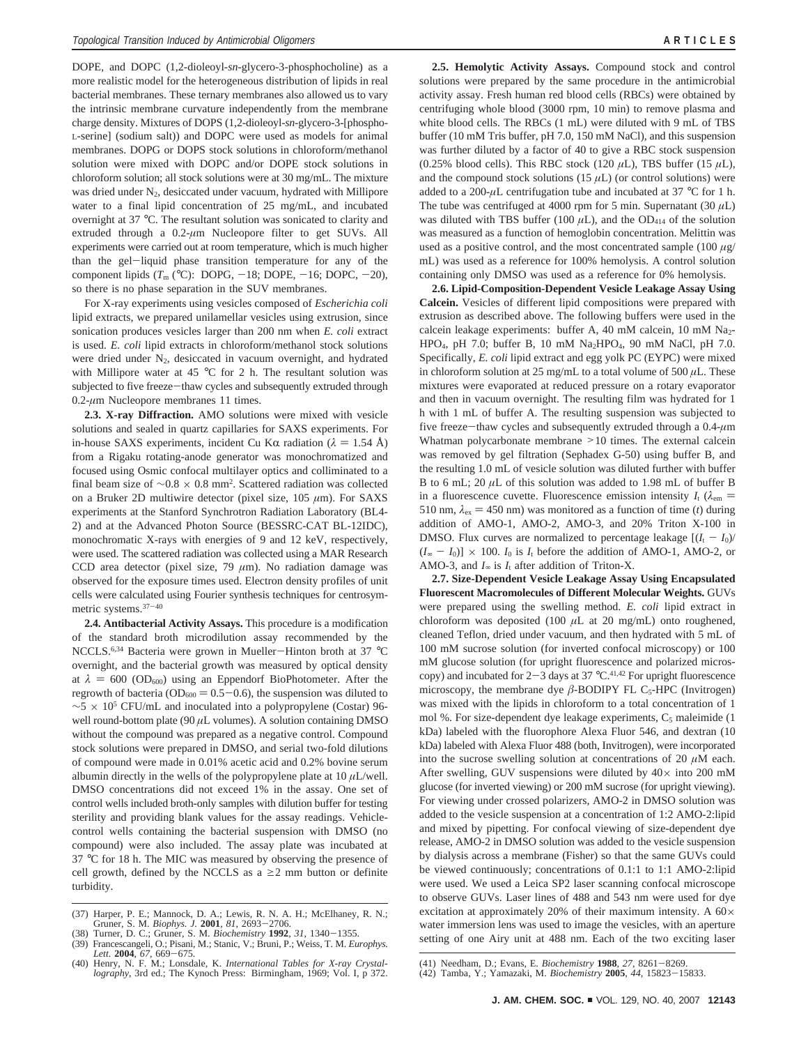DOPE, and DOPC (1,2-dioleoyl-*sn*-glycero-3-phosphocholine) as a more realistic model for the heterogeneous distribution of lipids in real bacterial membranes. These ternary membranes also allowed us to vary the intrinsic membrane curvature independently from the membrane charge density. Mixtures of DOPS (1,2-dioleoyl-*sn*-glycero-3-[phospho-L-serine] (sodium salt)) and DOPC were used as models for animal membranes. DOPG or DOPS stock solutions in chloroform/methanol solution were mixed with DOPC and/or DOPE stock solutions in chloroform solution; all stock solutions were at 30 mg/mL. The mixture was dried under $N_2$, desiccated under vacuum, hydrated with Millipore water to a final lipid concentration of 25 mg/mL, and incubated overnight at 37 °C. The resultant solution was sonicated to clarity and extruded through a 0.2-$\mu$m Nucleopore filter to get SUVs. All experiments were carried out at room temperature, which is much higher than the gel−liquid phase transition temperature for any of the component lipids ($T_m$ (°C): DOPG, −18; DOPE, −16; DOPC, −20), so there is no phase separation in the SUV membranes.

For X-ray experiments using vesicles composed of *Escherichia coli* lipid extracts, we prepared unilamellar vesicles using extrusion, since sonication produces vesicles larger than 200 nm when *E. coli* extract is used. *E. coli* lipid extracts in chloroform/methanol stock solutions were dried under $N_2$, desiccated in vacuum overnight, and hydrated with Millipore water at 45 °C for 2 h. The resultant solution was subjected to five freeze−thaw cycles and subsequently extruded through 0.2-$\mu$m Nucleopore membranes 11 times.

**2.3. X-ray Diffraction.** AMO solutions were mixed with vesicle solutions and sealed in quartz capillaries for SAXS experiments. For in-house SAXS experiments, incident Cu K$\alpha$ radiation ($\lambda$ = 1.54 Å) from a Rigaku rotating-anode generator was monochromatized and focused using Osmic confocal multilayer optics and colliminated to a final beam size of ~0.8 × 0.8 mm². Scattered radiation was collected on a Bruker 2D multiwire detector (pixel size, 105 $\mu$m). For SAXS experiments at the Stanford Synchrotron Radiation Laboratory (BL4-2) and at the Advanced Photon Source (BESSRC-CAT BL-12IDC), monochromatic X-rays with energies of 9 and 12 keV, respectively, were used. The scattered radiation was collected using a MAR Research CCD area detector (pixel size, 79 $\mu$m). No radiation damage was observed for the exposure times used. Electron density profiles of unit cells were calculated using Fourier synthesis techniques for centrosymmetric systems.[37−40]

**2.4. Antibacterial Activity Assays.** This procedure is a modification of the standard broth microdilution assay recommended by the NCCLS.[6,34] Bacteria were grown in Mueller−Hinton broth at 37 °C overnight, and the bacterial growth was measured by optical density at $\lambda$ = 600 ($OD_{600}$) using an Eppendorf BioPhotometer. After the regrowth of bacteria ($OD_{600}$ = 0.5−0.6), the suspension was diluted to ~5 × $10^5$ CFU/mL and inoculated into a polypropylene (Costar) 96-well round-bottom plate (90 $\mu$L volumes). A solution containing DMSO without the compound was prepared as a negative control. Compound stock solutions were prepared in DMSO, and serial two-fold dilutions of compound were made in 0.01% acetic acid and 0.2% bovine serum albumin directly in the wells of the polypropylene plate at 10 $\mu$L/well. DMSO concentrations did not exceed 1% in the assay. One set of control wells included broth-only samples with dilution buffer for testing sterility and providing blank values for the assay readings. Vehicle-control wells containing the bacterial suspension with DMSO (no compound) were also included. The assay plate was incubated at 37 °C for 18 h. The MIC was measured by observing the presence of cell growth, defined by the NCCLS as a ≥2 mm button or definite turbidity.

**2.5. Hemolytic Activity Assays.** Compound stock and control solutions were prepared by the same procedure in the antimicrobial activity assay. Fresh human red blood cells (RBCs) were obtained by centrifuging whole blood (3000 rpm, 10 min) to remove plasma and white blood cells. The RBCs (1 mL) were diluted with 9 mL of TBS buffer (10 mM Tris buffer, pH 7.0, 150 mM NaCl), and this suspension was further diluted by a factor of 40 to give a RBC stock suspension (0.25% blood cells). This RBC stock (120 $\mu$L), TBS buffer (15 $\mu$L), and the compound stock solutions (15 $\mu$L) (or control solutions) were added to a 200-$\mu$L centrifugation tube and incubated at 37 °C for 1 h. The tube was centrifuged at 4000 rpm for 5 min. Supernatant (30 $\mu$L) was diluted with TBS buffer (100 $\mu$L), and the $OD_{414}$ of the solution was measured as a function of hemoglobin concentration. Melittin was used as a positive control, and the most concentrated sample (100 $\mu$g/mL) was used as a reference for 100% hemolysis. A control solution containing only DMSO was used as a reference for 0% hemolysis.

**2.6. Lipid-Composition-Dependent Vesicle Leakage Assay Using Calcein.** Vesicles of different lipid compositions were prepared with extrusion as described above. The following buffers were used in the calcein leakage experiments: buffer A, 40 mM calcein, 10 mM $Na_2HPO_4$, pH 7.0; buffer B, 10 mM $Na_2HPO_4$, 90 mM NaCl, pH 7.0. Specifically, *E. coli* lipid extract and egg yolk PC (EYPC) were mixed in chloroform solution at 25 mg/mL to a total volume of 500 $\mu$L. These mixtures were evaporated at reduced pressure on a rotary evaporator and then in vacuum overnight. The resulting film was hydrated for 1 h with 1 mL of buffer A. The resulting suspension was subjected to five freeze−thaw cycles and subsequently extruded through a 0.4-$\mu$m Whatman polycarbonate membrane >10 times. The external calcein was removed by gel filtration (Sephadex G-50) using buffer B, and the resulting 1.0 mL of vesicle solution was diluted further with buffer B to 6 mL; 20 $\mu$L of this solution was added to 1.98 mL of buffer B in a fluorescence cuvette. Fluorescence emission intensity $I_t$ ($\lambda_{em}$ = 510 nm, $\lambda_{ex}$ = 450 nm) was monitored as a function of time ($t$) during addition of AMO-1, AMO-2, AMO-3, and 20% Triton X-100 in DMSO. Flux curves are normalized to percentage leakage $[(I_t - I_0)/(I_\infty - I_0)] \times 100$. $I_0$ is $I_t$ before the addition of AMO-1, AMO-2, or AMO-3, and $I_\infty$ is $I_t$ after addition of Triton-X.

**2.7. Size-Dependent Vesicle Leakage Assay Using Encapsulated Fluorescent Macromolecules of Different Molecular Weights.** GUVs were prepared using the swelling method. *E. coli* lipid extract in chloroform was deposited (100 $\mu$L at 20 mg/mL) onto roughened, cleaned Teflon, dried under vacuum, and then hydrated with 5 mL of 100 mM sucrose solution (for inverted confocal microscopy) or 100 mM glucose solution (for upright fluorescence and polarized microscopy) and incubated for 2−3 days at 37 °C.[41,42] For upright fluorescence microscopy, the membrane dye $\beta$-BODIPY FL $C_5$-HPC (Invitrogen) was mixed with the lipids in chloroform to a total concentration of 1 mol %. For size-dependent dye leakage experiments, $C_5$ maleimide (1 kDa) labeled with the fluorophore Alexa Fluor 546, and dextran (10 kDa) labeled with Alexa Fluor 488 (both, Invitrogen), were incorporated into the sucrose swelling solution at concentrations of 20 $\mu$M each. After swelling, GUV suspensions were diluted by 40× into 200 mM glucose (for inverted viewing) or 200 mM sucrose (for upright viewing). For viewing under crossed polarizers, AMO-2 in DMSO solution was added to the vesicle suspension at a concentration of 1:2 AMO-2:lipid and mixed by pipetting. For confocal viewing of size-dependent dye release, AMO-2 in DMSO solution was added to the vesicle suspension by dialysis across a membrane (Fisher) so that the same GUVs could be viewed continuously; concentrations of 0.1:1 to 1:1 AMO-2:lipid were used. We used a Leica SP2 laser scanning confocal microscope to observe GUVs. Laser lines of 488 and 543 nm were used for dye excitation at approximately 20% of their maximum intensity. A 60× water immersion lens was used to image the vesicles, with an aperture setting of one Airy unit at 488 nm. Each of the two exciting laser

(37) Harper, P. E.; Mannock, D. A.; Lewis, R. N. A. H.; McElhaney, R. N.; Gruner, S. M. *Biophys. J.* **2001**, *81*, 2693−2706.
(38) Turner, D. C.; Gruner, S. M. *Biochemistry* **1992**, *31*, 1340−1355.
(39) Francescangeli, O.; Pisani, M.; Stanic, V.; Bruni, P.; Weiss, T. M. *Europhys. Lett.* **2004**, *67*, 669−675.
(40) Henry, N. F. M.; Lonsdale, K. *International Tables for X-ray Crystallography*, 3rd ed.; The Kynoch Press: Birmingham, 1969; Vol. I, p 372.

(41) Needham, D.; Evans, E. *Biochemistry* **1988**, *27*, 8261−8269.
(42) Tamba, Y.; Yamazaki, M. *Biochemistry* **2005**, *44*, 15823−15833.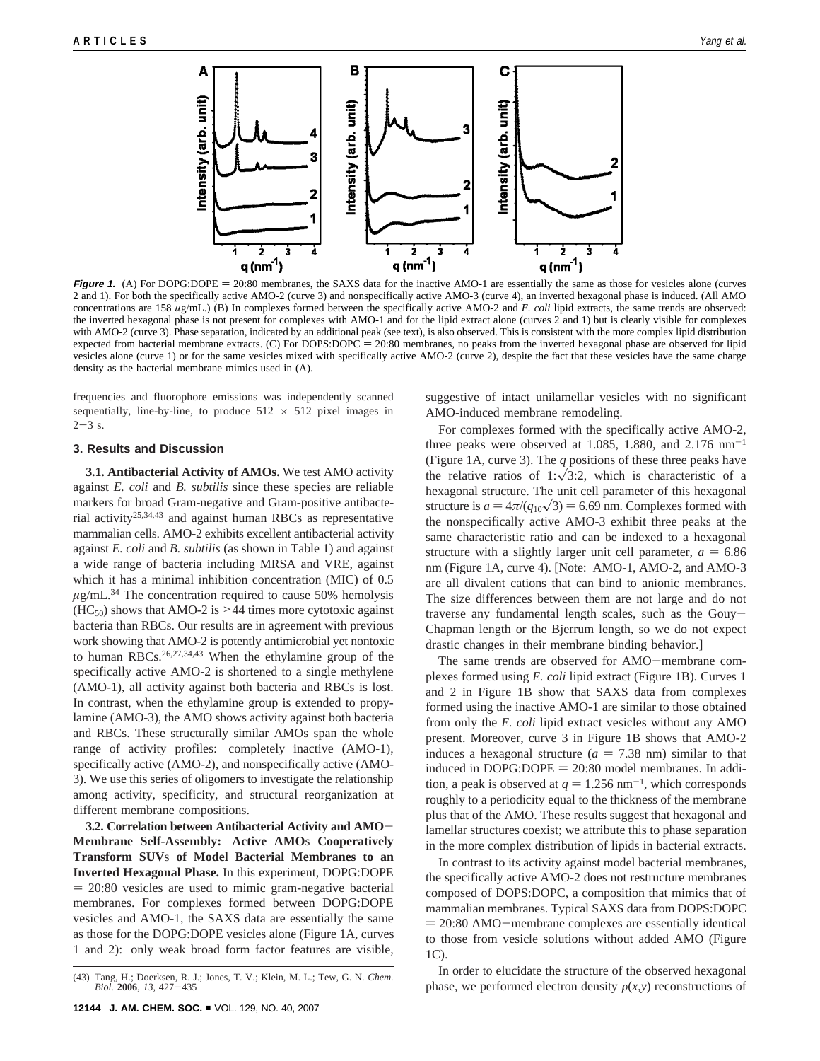**Figure 1.** (A) For DOPG:DOPE = 20:80 membranes, the SAXS data for the inactive AMO-1 are essentially the same as those for vesicles alone (curves 2 and 1). For both the specifically active AMO-2 (curve 3) and nonspecifically active AMO-3 (curve 4), an inverted hexagonal phase is induced. (All AMO concentrations are 158 $\mu$g/mL.) (B) In complexes formed between the specifically active AMO-2 and *E. coli* lipid extracts, the same trends are observed: the inverted hexagonal phase is not present for complexes with AMO-1 and for the lipid extract alone (curves 2 and 1) but is clearly visible for complexes with AMO-2 (curve 3). Phase separation, indicated by an additional peak (see text), is also observed. This is consistent with the more complex lipid distribution expected from bacterial membrane extracts. (C) For DOPS:DOPC = 20:80 membranes, no peaks from the inverted hexagonal phase are observed for lipid vesicles alone (curve 1) or for the same vesicles mixed with specifically active AMO-2 (curve 2), despite the fact that these vesicles have the same charge density as the bacterial membrane mimics used in (A).

frequencies and fluorophore emissions was independently scanned sequentially, line-by-line, to produce 512 × 512 pixel images in 2−3 s.

## 3. Results and Discussion

**3.1. Antibacterial Activity of AMOs.** We test AMO activity against *E. coli* and *B. subtilis* since these species are reliable markers for broad Gram-negative and Gram-positive antibacterial activity[25,34,43] and against human RBCs as representative mammalian cells. AMO-2 exhibits excellent antibacterial activity against *E. coli* and *B. subtilis* (as shown in Table 1) and against a wide range of bacteria including MRSA and VRE, against which it has a minimal inhibition concentration (MIC) of 0.5 $\mu$g/mL.[34] The concentration required to cause 50% hemolysis ($HC_{50}$) shows that AMO-2 is >44 times more cytotoxic against bacteria than RBCs. Our results are in agreement with previous work showing that AMO-2 is potently antimicrobial yet nontoxic to human RBCs.[26,27,34,43] When the ethylamine group of the specifically active AMO-2 is shortened to a single methylene (AMO-1), all activity against both bacteria and RBCs is lost. In contrast, when the ethylamine group is extended to propylamine (AMO-3), the AMO shows activity against both bacteria and RBCs. These structurally similar AMOs span the whole range of activity profiles: completely inactive (AMO-1), specifically active (AMO-2), and nonspecifically active (AMO-3). We use this series of oligomers to investigate the relationship among activity, specificity, and structural reorganization at different membrane compositions.

**3.2. Correlation between Antibacterial Activity and AMO−Membrane Self-Assembly: Active AMOs Cooperatively Transform SUVs of Model Bacterial Membranes to an Inverted Hexagonal Phase.** In this experiment, DOPG:DOPE = 20:80 vesicles are used to mimic gram-negative bacterial membranes. For complexes formed between DOPG:DOPE vesicles and AMO-1, the SAXS data are essentially the same as those for the DOPG:DOPE vesicles alone (Figure 1A, curves 1 and 2): only weak broad form factor features are visible, suggestive of intact unilamellar vesicles with no significant AMO-induced membrane remodeling.

For complexes formed with the specifically active AMO-2, three peaks were observed at 1.085, 1.880, and 2.176 nm$^{-1}$ (Figure 1A, curve 3). The $q$ positions of these three peaks have the relative ratios of $1:\sqrt{3}:2$, which is characteristic of a hexagonal structure. The unit cell parameter of this hexagonal structure is $a = 4\pi/(q_{10}\sqrt{3}) = 6.69$ nm. Complexes formed with the nonspecifically active AMO-3 exhibit three peaks at the same characteristic ratio and can be indexed to a hexagonal structure with a slightly larger unit cell parameter, $a = 6.86$ nm (Figure 1A, curve 4). [Note: AMO-1, AMO-2, and AMO-3 are all divalent cations that can bind to anionic membranes. The size differences between them are not large and do not traverse any fundamental length scales, such as the Gouy−Chapman length or the Bjerrum length, so we do not expect drastic changes in their membrane binding behavior.]

The same trends are observed for AMO−membrane complexes formed using *E. coli* lipid extract (Figure 1B). Curves 1 and 2 in Figure 1B show that SAXS data from complexes formed using the inactive AMO-1 are similar to those obtained from only the *E. coli* lipid extract vesicles without any AMO present. Moreover, curve 3 in Figure 1B shows that AMO-2 induces a hexagonal structure ($a = 7.38$ nm) similar to that induced in DOPG:DOPE = 20:80 model membranes. In addition, a peak is observed at $q = 1.256$ nm$^{-1}$, which corresponds roughly to a periodicity equal to the thickness of the membrane plus that of the AMO. These results suggest that hexagonal and lamellar structures coexist; we attribute this to phase separation in the more complex distribution of lipids in bacterial extracts.

In contrast to its activity against model bacterial membranes, the specifically active AMO-2 does not restructure membranes composed of DOPS:DOPC, a composition that mimics that of mammalian membranes. Typical SAXS data from DOPS:DOPC = 20:80 AMO−membrane complexes are essentially identical to those from vesicle solutions without added AMO (Figure 1C).

In order to elucidate the structure of the observed hexagonal phase, we performed electron density $\rho(x,y)$ reconstructions of

(43) Tang, H.; Doerksen, R. J.; Jones, T. V.; Klein, M. L.; Tew, G. N. *Chem. Biol.* **2006**, *13*, 427−435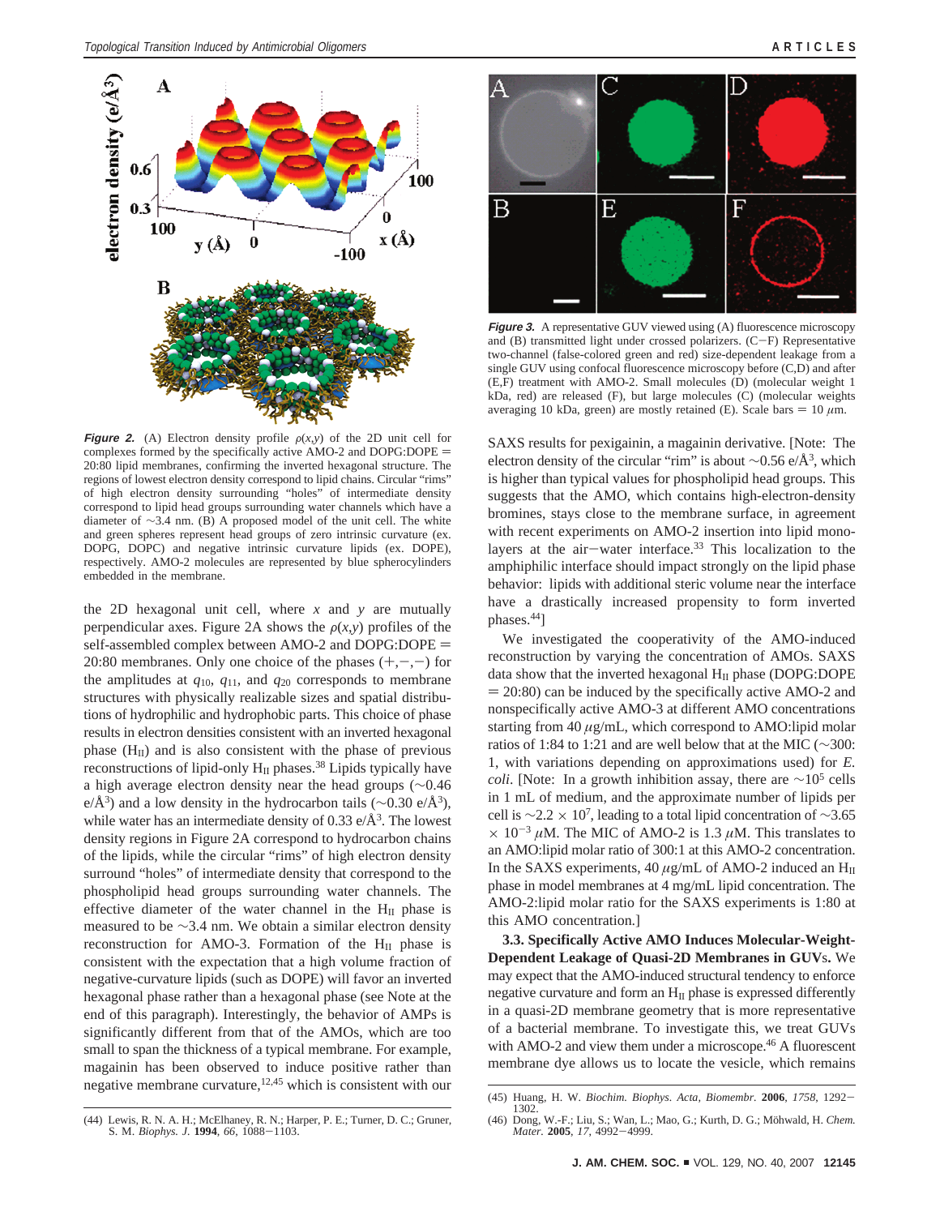**Figure 2.** (A) Electron density profile $\rho(x,y)$ of the 2D unit cell for complexes formed by the specifically active AMO-2 and DOPG:DOPE = 20:80 lipid membranes, confirming the inverted hexagonal structure. The regions of lowest electron density correspond to lipid chains. Circular "rims" of high electron density surrounding "holes" of intermediate density correspond to lipid head groups surrounding water channels which have a diameter of ~3.4 nm. (B) A proposed model of the unit cell. The white and green spheres represent head groups of zero intrinsic curvature (ex. DOPG, DOPC) and negative intrinsic curvature lipids (ex. DOPE), respectively. AMO-2 molecules are represented by blue spherocylinders embedded in the membrane.

the 2D hexagonal unit cell, where $x$ and $y$ are mutually perpendicular axes. Figure 2A shows the $\rho(x,y)$ profiles of the self-assembled complex between AMO-2 and DOPG:DOPE = 20:80 membranes. Only one choice of the phases $(+,-,-)$ for the amplitudes at $q_{10}$, $q_{11}$, and $q_{20}$ corresponds to membrane structures with physically realizable sizes and spatial distributions of hydrophilic and hydrophobic parts. This choice of phase results in electron densities consistent with an inverted hexagonal phase ($H_{II}$) and is also consistent with the phase of previous reconstructions of lipid-only $H_{II}$ phases.[38] Lipids typically have a high average electron density near the head groups (~0.46 e/Å$^3$) and a low density in the hydrocarbon tails (~0.30 e/Å$^3$), while water has an intermediate density of 0.33 e/Å$^3$. The lowest density regions in Figure 2A correspond to hydrocarbon chains of the lipids, while the circular "rims" of high electron density surround "holes" of intermediate density that correspond to the phospholipid head groups surrounding water channels. The effective diameter of the water channel in the $H_{II}$ phase is measured to be ~3.4 nm. We obtain a similar electron density reconstruction for AMO-3. Formation of the $H_{II}$ phase is consistent with the expectation that a high volume fraction of negative-curvature lipids (such as DOPE) will favor an inverted hexagonal phase rather than a hexagonal phase (see Note at the end of this paragraph). Interestingly, the behavior of AMPs is significantly different from that of the AMOs, which are too small to span the thickness of a typical membrane. For example, magainin has been observed to induce positive rather than negative membrane curvature,[12,45] which is consistent with our SAXS results for pexigainin, a magainin derivative. [Note: The electron density of the circular "rim" is about ~0.56 e/Å$^3$, which is higher than typical values for phospholipid head groups. This suggests that the AMO, which contains high-electron-density bromines, stays close to the membrane surface, in agreement with recent experiments on AMO-2 insertion into lipid monolayers at the air–water interface.[33] This localization to the amphiphilic interface should impact strongly on the lipid phase behavior: lipids with additional steric volume near the interface have a drastically increased propensity to form inverted phases.[44]]

We investigated the cooperativity of the AMO-induced reconstruction by varying the concentration of AMOs. SAXS data show that the inverted hexagonal $H_{II}$ phase (DOPG:DOPE = 20:80) can be induced by the specifically active AMO-2 and nonspecifically active AMO-3 at different AMO concentrations starting from 40 $\mu$g/mL, which correspond to AMO:lipid molar ratios of 1:84 to 1:21 and are well below that at the MIC (~300:1, with variations depending on approximations used) for *E. coli*. [Note: In a growth inhibition assay, there are ~$10^5$ cells in 1 mL of medium, and the approximate number of lipids per cell is ~$2.2 \times 10^7$, leading to a total lipid concentration of ~$3.65 \times 10^{-3}$ $\mu$M. The MIC of AMO-2 is 1.3 $\mu$M. This translates to an AMO:lipid molar ratio of 300:1 at this AMO-2 concentration. In the SAXS experiments, 40 $\mu$g/mL of AMO-2 induced an $H_{II}$ phase in model membranes at 4 mg/mL lipid concentration. The AMO-2:lipid molar ratio for the SAXS experiments is 1:80 at this AMO concentration.]

**3.3. Specifically Active AMO Induces Molecular-Weight-Dependent Leakage of Quasi-2D Membranes in GUVs.** We may expect that the AMO-induced structural tendency to enforce negative curvature and form an $H_{II}$ phase is expressed differently in a quasi-2D membrane geometry that is more representative of a bacterial membrane. To investigate this, we treat GUVs with AMO-2 and view them under a microscope.[46] A fluorescent membrane dye allows us to locate the vesicle, which remains

**Figure 3.** A representative GUV viewed using (A) fluorescence microscopy and (B) transmitted light under crossed polarizers. (C–F) Representative two-channel (false-colored green and red) size-dependent leakage from a single GUV using confocal fluorescence microscopy before (C,D) and after (E,F) treatment with AMO-2. Small molecules (D) (molecular weight 1 kDa, red) are released (F), but large molecules (C) (molecular weights averaging 10 kDa, green) are mostly retained (E). Scale bars = 10 $\mu$m.

(44) Lewis, R. N. A. H.; McElhaney, R. N.; Harper, P. E.; Turner, D. C.; Gruner, S. M. *Biophys. J.* **1994**, *66*, 1088–1103.

(45) Huang, H. W. *Biochim. Biophys. Acta, Biomembr.* **2006**, *1758*, 1292–1302.

(46) Dong, W.-F.; Liu, S.; Wan, L.; Mao, G.; Kurth, D. G.; Möhwald, H. *Chem. Mater.* **2005**, *17*, 4992–4999.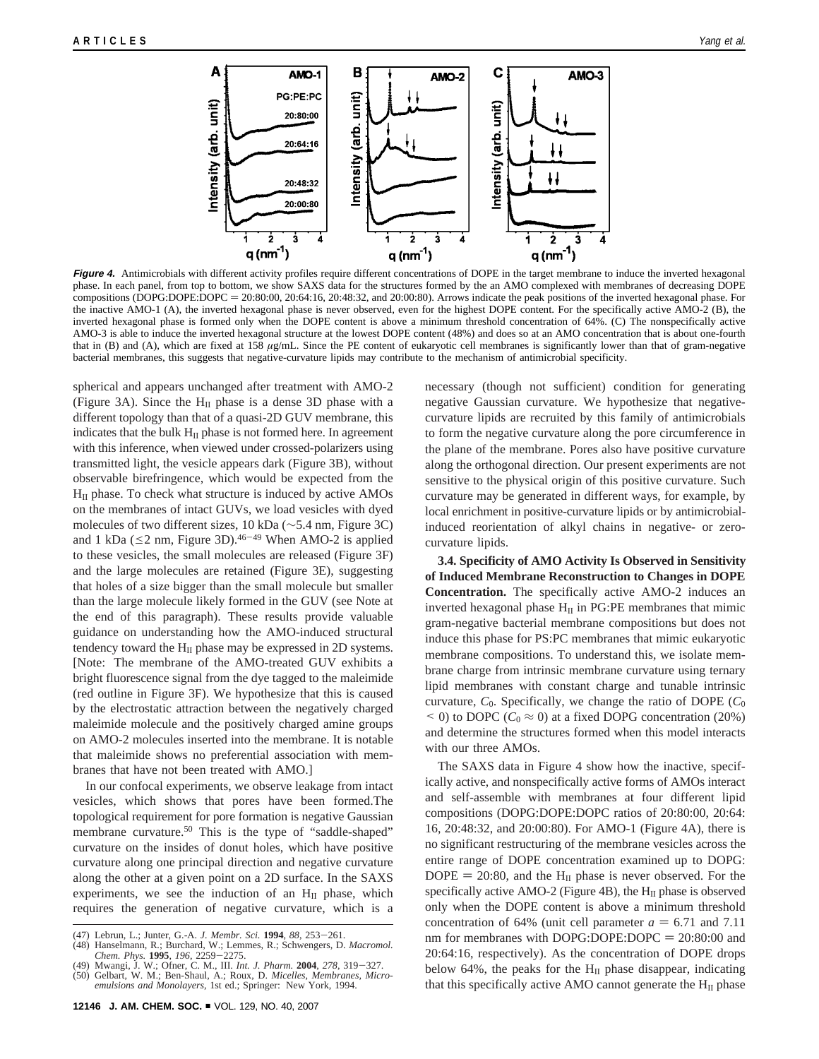**Figure 4.** Antimicrobials with different activity profiles require different concentrations of DOPE in the target membrane to induce the inverted hexagonal phase. In each panel, from top to bottom, we show SAXS data for the structures formed by the an AMO complexed with membranes of decreasing DOPE compositions (DOPG:DOPE:DOPC = 20:80:00, 20:64:16, 20:48:32, and 20:00:80). Arrows indicate the peak positions of the inverted hexagonal phase. For the inactive AMO-1 (A), the inverted hexagonal phase is never observed, even for the highest DOPE content. For the specifically active AMO-2 (B), the inverted hexagonal phase is formed only when the DOPE content is above a minimum threshold concentration of 64%. (C) The nonspecifically active AMO-3 is able to induce the inverted hexagonal structure at the lowest DOPE content (48%) and does so at an AMO concentration that is about one-fourth that in (B) and (A), which are fixed at 158 $\mu$g/mL. Since the PE content of eukaryotic cell membranes is significantly lower than that of gram-negative bacterial membranes, this suggests that negative-curvature lipids may contribute to the mechanism of antimicrobial specificity.

spherical and appears unchanged after treatment with AMO-2 (Figure 3A). Since the $H_{II}$ phase is a dense 3D phase with a different topology than that of a quasi-2D GUV membrane, this indicates that the bulk $H_{II}$ phase is not formed here. In agreement with this inference, when viewed under crossed-polarizers using transmitted light, the vesicle appears dark (Figure 3B), without observable birefringence, which would be expected from the $H_{II}$ phase. To check what structure is induced by active AMOs on the membranes of intact GUVs, we load vesicles with dyed molecules of two different sizes, 10 kDa (~5.4 nm, Figure 3C) and 1 kDa (≤2 nm, Figure 3D).[46–49] When AMO-2 is applied to these vesicles, the small molecules are released (Figure 3F) and the large molecules are retained (Figure 3E), suggesting that holes of a size bigger than the small molecule but smaller than the large molecule likely formed in the GUV (see Note at the end of this paragraph). These results provide valuable guidance on understanding how the AMO-induced structural tendency toward the $H_{II}$ phase may be expressed in 2D systems. [Note: The membrane of the AMO-treated GUV exhibits a bright fluorescence signal from the dye tagged to the maleimide (red outline in Figure 3F). We hypothesize that this is caused by the electrostatic attraction between the negatively charged maleimide molecule and the positively charged amine groups on AMO-2 molecules inserted into the membrane. It is notable that maleimide shows no preferential association with membranes that have not been treated with AMO.]

In our confocal experiments, we observe leakage from intact vesicles, which shows that pores have been formed.The topological requirement for pore formation is negative Gaussian membrane curvature.[50] This is the type of "saddle-shaped" curvature on the insides of donut holes, which have positive curvature along one principal direction and negative curvature along the other at a given point on a 2D surface. In the SAXS experiments, we see the induction of an $H_{II}$ phase, which requires the generation of negative curvature, which is a necessary (though not sufficient) condition for generating negative Gaussian curvature. We hypothesize that negative-curvature lipids are recruited by this family of antimicrobials to form the negative curvature along the pore circumference in the plane of the membrane. Pores also have positive curvature along the orthogonal direction. Our present experiments are not sensitive to the physical origin of this positive curvature. Such curvature may be generated in different ways, for example, by local enrichment in positive-curvature lipids or by antimicrobial-induced reorientation of alkyl chains in negative- or zero-curvature lipids.

**3.4. Specificity of AMO Activity Is Observed in Sensitivity of Induced Membrane Reconstruction to Changes in DOPE Concentration.** The specifically active AMO-2 induces an inverted hexagonal phase $H_{II}$ in PG:PE membranes that mimic gram-negative bacterial membrane compositions but does not induce this phase for PS:PC membranes that mimic eukaryotic membrane compositions. To understand this, we isolate membrane charge from intrinsic membrane curvature using ternary lipid membranes with constant charge and tunable intrinsic curvature, $C_0$. Specifically, we change the ratio of DOPE ($C_0 < 0$) to DOPC ($C_0 \approx 0$) at a fixed DOPG concentration (20%) and determine the structures formed when this model interacts with our three AMOs.

The SAXS data in Figure 4 show how the inactive, specifically active, and nonspecifically active forms of AMOs interact and self-assemble with membranes at four different lipid compositions (DOPG:DOPE:DOPC ratios of 20:80:00, 20:64:16, 20:48:32, and 20:00:80). For AMO-1 (Figure 4A), there is no significant restructuring of the membrane vesicles across the entire range of DOPE concentration examined up to DOPG: DOPE = 20:80, and the $H_{II}$ phase is never observed. For the specifically active AMO-2 (Figure 4B), the $H_{II}$ phase is observed only when the DOPE content is above a minimum threshold concentration of 64% (unit cell parameter $a$ = 6.71 and 7.11 nm for membranes with DOPG:DOPE:DOPC = 20:80:00 and 20:64:16, respectively). As the concentration of DOPE drops below 64%, the peaks for the $H_{II}$ phase disappear, indicating that this specifically active AMO cannot generate the $H_{II}$ phase

(47) Lebrun, L.; Junter, G.-A. *J. Membr. Sci.* **1994**, *88*, 253–261.
(48) Hanselmann, R.; Burchard, W.; Lemmes, R.; Schwengers, D. *Macromol. Chem. Phys.* **1995**, *196*, 2259–2275.
(49) Mwangi, J. W.; Ofner, C. M., III. *Int. J. Pharm.* **2004**, *278*, 319–327.
(50) Gelbart, W. M.; Ben-Shaul, A.; Roux, D. *Micelles, Membranes, Microemulsions and Monolayers*, 1st ed.; Springer: New York, 1994.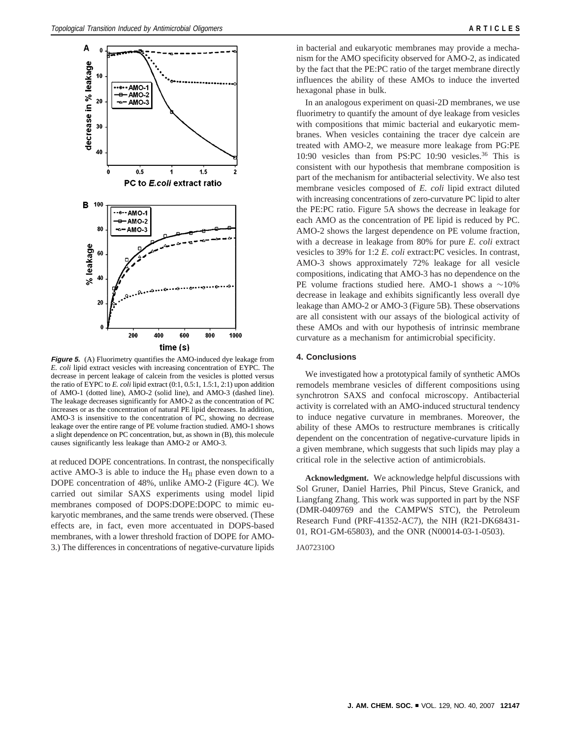A

decrease in % leakage

0
10
20
30
40

0
0.5
1
1.5
2

PC to *E.coli* extract ratio

AMO-1
AMO-2
AMO-3

B

% leakage

100
80
60
40
20
0

200
400
600
800
1000

time (s)

AMO-1
AMO-2
AMO-3

***Figure 5.*** (A) Fluorimetry quantifies the AMO-induced dye leakage from *E. coli* lipid extract vesicles with increasing concentration of EYPC. The decrease in percent leakage of calcein from the vesicles is plotted versus the ratio of EYPC to *E. coli* lipid extract (0:1, 0.5:1, 1.5:1, 2:1) upon addition of AMO-1 (dotted line), AMO-2 (solid line), and AMO-3 (dashed line). The leakage decreases significantly for AMO-2 as the concentration of PC increases or as the concentration of natural PE lipid decreases. In addition, AMO-3 is insensitive to the concentration of PC, showing no decrease leakage over the entire range of PE volume fraction studied. AMO-1 shows a slight dependence on PC concentration, but, as shown in (B), this molecule causes significantly less leakage than AMO-2 or AMO-3.

at reduced DOPE concentrations. In contrast, the nonspecifically active AMO-3 is able to induce the $H_{II}$ phase even down to a DOPE concentration of 48%, unlike AMO-2 (Figure 4C). We carried out similar SAXS experiments using model lipid membranes composed of DOPS:DOPE:DOPC to mimic eukaryotic membranes, and the same trends were observed. (These effects are, in fact, even more accentuated in DOPS-based membranes, with a lower threshold fraction of DOPE for AMO-3.) The differences in concentrations of negative-curvature lipids in bacterial and eukaryotic membranes may provide a mechanism for the AMO specificity observed for AMO-2, as indicated by the fact that the PE:PC ratio of the target membrane directly influences the ability of these AMOs to induce the inverted hexagonal phase in bulk.

In an analogous experiment on quasi-2D membranes, we use fluorimetry to quantify the amount of dye leakage from vesicles with compositions that mimic bacterial and eukaryotic membranes. When vesicles containing the tracer dye calcein are treated with AMO-2, we measure more leakage from PG:PE 10:90 vesicles than from PS:PC 10:90 vesicles.[36] This is consistent with our hypothesis that membrane composition is part of the mechanism for antibacterial selectivity. We also test membrane vesicles composed of *E. coli* lipid extract diluted with increasing concentrations of zero-curvature PC lipid to alter the PE:PC ratio. Figure 5A shows the decrease in leakage for each AMO as the concentration of PE lipid is reduced by PC. AMO-2 shows the largest dependence on PE volume fraction, with a decrease in leakage from 80% for pure *E. coli* extract vesicles to 39% for 1:2 *E. coli* extract:PC vesicles. In contrast, AMO-3 shows approximately 72% leakage for all vesicle compositions, indicating that AMO-3 has no dependence on the PE volume fractions studied here. AMO-1 shows a ~10% decrease in leakage and exhibits significantly less overall dye leakage than AMO-2 or AMO-3 (Figure 5B). These observations are all consistent with our assays of the biological activity of these AMOs and with our hypothesis of intrinsic membrane curvature as a mechanism for antimicrobial specificity.

## 4. Conclusions

We investigated how a prototypical family of synthetic AMOs remodels membrane vesicles of different compositions using synchrotron SAXS and confocal microscopy. Antibacterial activity is correlated with an AMO-induced structural tendency to induce negative curvature in membranes. Moreover, the ability of these AMOs to restructure membranes is critically dependent on the concentration of negative-curvature lipids in a given membrane, which suggests that such lipids may play a critical role in the selective action of antimicrobials.

**Acknowledgment.** We acknowledge helpful discussions with Sol Gruner, Daniel Harries, Phil Pincus, Steve Granick, and Liangfang Zhang. This work was supported in part by the NSF (DMR-0409769 and the CAMPWS STC), the Petroleum Research Fund (PRF-41352-AC7), the NIH (R21-DK68431-01, RO1-GM-65803), and the ONR (N00014-03-1-0503).

JA072310O